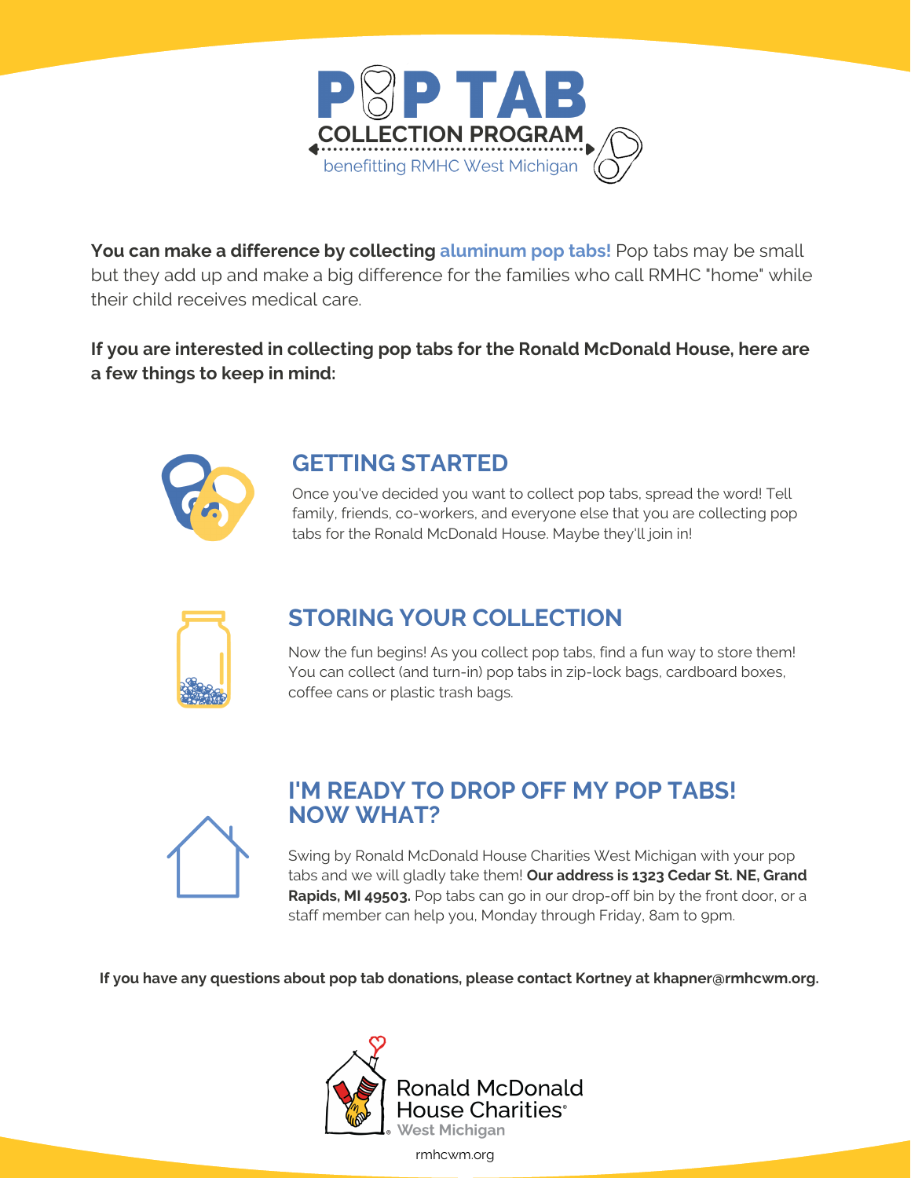# POP TAB

## COLLECTION PROGRAM

benefitting RMHC West Michigan

**You can make a difference by collecting aluminum pop tabs!** Pop tabs may be small but they add up and make a big difference for the families who call RMHC "home" while their child receives medical care.

**If you are interested in collecting pop tabs for the Ronald McDonald House, here are a few things to keep in mind:**

## GETTING STARTED

Once you've decided you want to collect pop tabs, spread the word! Tell family, friends, co-workers, and everyone else that you are collecting pop tabs for the Ronald McDonald House. Maybe they'll join in!

## STORING YOUR COLLECTION

Now the fun begins! As you collect pop tabs, find a fun way to store them! You can collect (and turn-in) pop tabs in zip-lock bags, cardboard boxes, coffee cans or plastic trash bags.

## I'M READY TO DROP OFF MY POP TABS! NOW WHAT?

Swing by Ronald McDonald House Charities West Michigan with your pop tabs and we will gladly take them! **Our address is 1323 Cedar St. NE, Grand Rapids, MI 49503.** Pop tabs can go in our drop-off bin by the front door, or a staff member can help you, Monday through Friday, 8am to 9pm.

**If you have any questions about pop tab donations, please contact Kortney at khapner@rmhcwm.org.**

Ronald McDonald House Charities® West Michigan

rmhcwm.org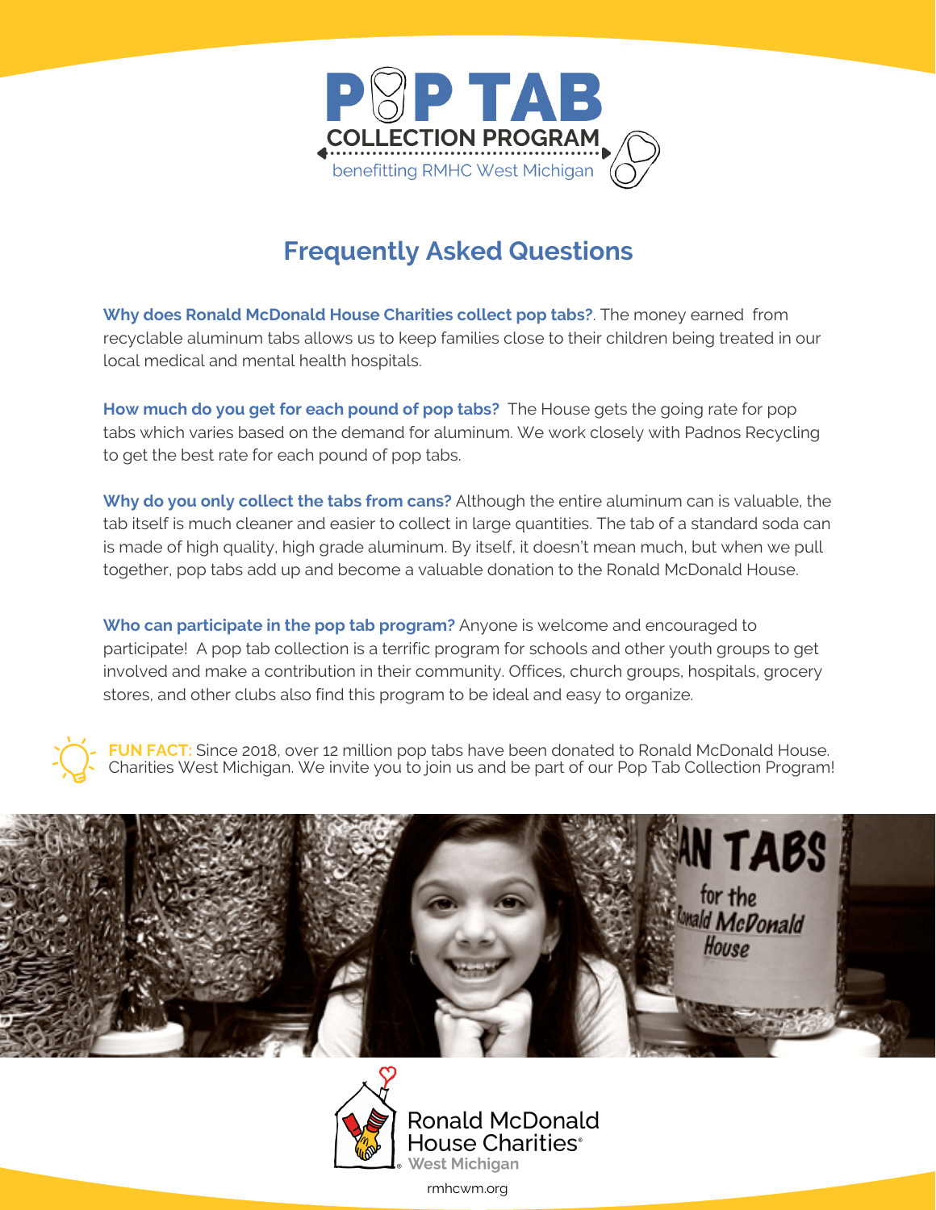# POP TAB COLLECTION PROGRAM

benefitting RMHC West Michigan

## Frequently Asked Questions

**Why does Ronald McDonald House Charities collect pop tabs?**. The money earned from recyclable aluminum tabs allows us to keep families close to their children being treated in our local medical and mental health hospitals.

**How much do you get for each pound of pop tabs?** The House gets the going rate for pop tabs which varies based on the demand for aluminum. We work closely with Padnos Recycling to get the best rate for each pound of pop tabs.

**Why do you only collect the tabs from cans?** Although the entire aluminum can is valuable, the tab itself is much cleaner and easier to collect in large quantities. The tab of a standard soda can is made of high quality, high grade aluminum. By itself, it doesn't mean much, but when we pull together, pop tabs add up and become a valuable donation to the Ronald McDonald House.

**Who can participate in the pop tab program?** Anyone is welcome and encouraged to participate! A pop tab collection is a terrific program for schools and other youth groups to get involved and make a contribution in their community. Offices, church groups, hospitals, grocery stores, and other clubs also find this program to be ideal and easy to organize.

**FUN FACT:** Since 2018, over 12 million pop tabs have been donated to Ronald McDonald House. Charities West Michigan. We invite you to join us and be part of our Pop Tab Collection Program!

Ronald McDonald House Charities® West Michigan

rmhcwm.org